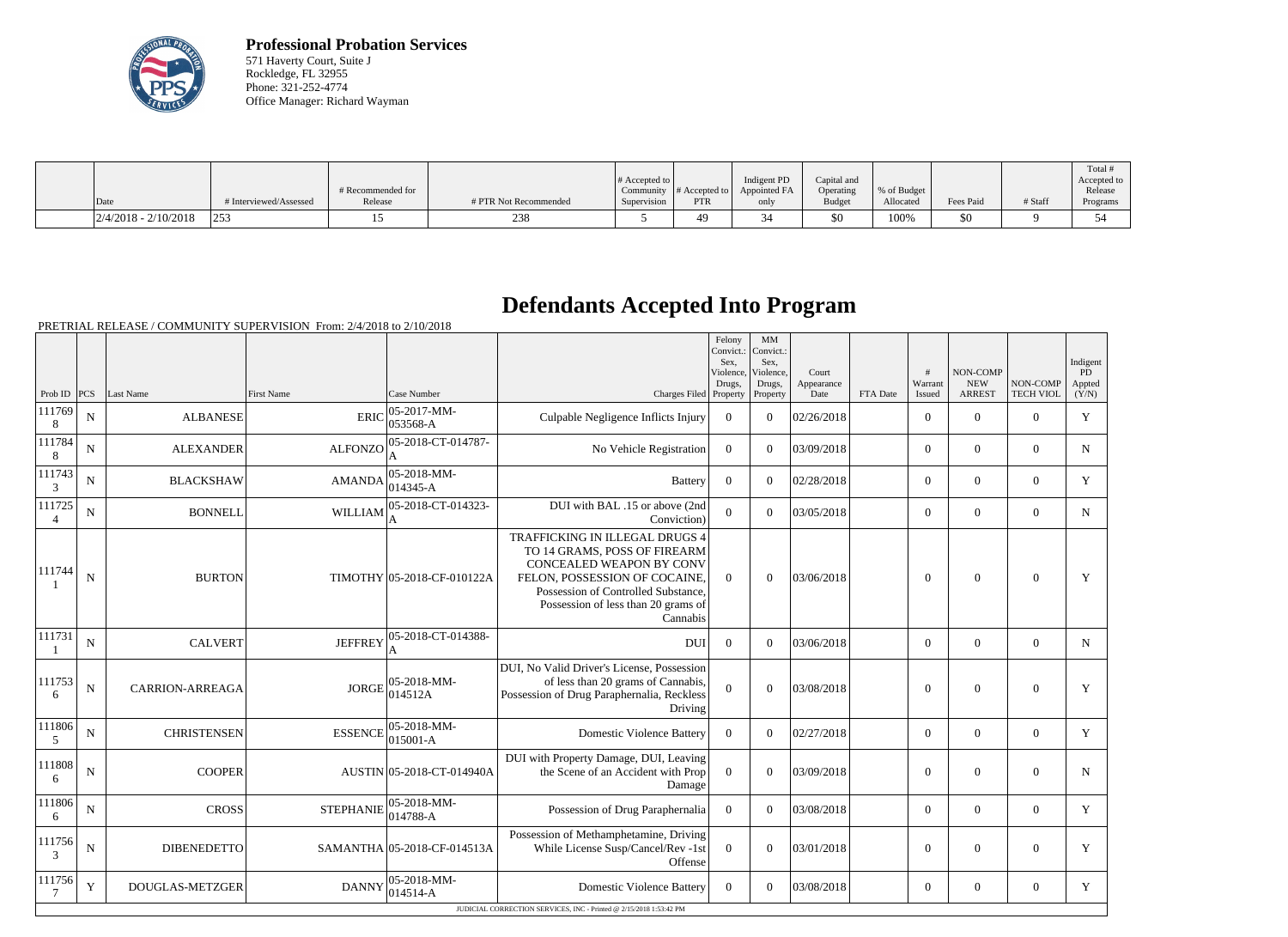**Professional Probation Services**
571 Haverty Court, Suite J
Rockledge, FL 32955
Phone: 321-252-4774
Office Manager: Richard Wayman

| Date | # Interviewed/Assessed | # Recommended for Release | # PTR Not Recommended | # Accepted to Community Supervision | # Accepted to PTR | Indigent PD Appointed FA only | Capital and Operating Budget | % of Budget Allocated | Fees Paid | # Staff | Total # Accepted to Release Programs |
|---|---|---|---|---|---|---|---|---|---|---|---|
| 2/4/2018 - 2/10/2018 | 253 | 15 | 238 | 5 | 49 | 34 | $0 | 100% | $0 | 9 | 54 |

# Defendants Accepted Into Program

PRETRIAL RELEASE / COMMUNITY SUPERVISION From: 2/4/2018 to 2/10/2018

| Prob ID | PCS | Last Name | First Name | Case Number | Charges Filed | Felony Convict.: Sex, Violence, Drugs, Property | MM Convict.: Sex, Violence, Drugs, Property | Court Appearance Date | FTA Date | # Warrant Issued | NON-COMP NEW ARREST | NON-COMP TECH VIOL | Indigent PD Appted (Y/N) |
|---|---|---|---|---|---|---|---|---|---|---|---|---|---|
| 1117698 | N | ALBANESE | ERIC | 05-2017-MM-053568-A | Culpable Negligence Inflicts Injury | 0 | 0 | 02/26/2018 | | 0 | 0 | 0 | Y |
| 1117848 | N | ALEXANDER | ALFONZO | 05-2018-CT-014787-A | No Vehicle Registration | 0 | 0 | 03/09/2018 | | 0 | 0 | 0 | N |
| 1117433 | N | BLACKSHAW | AMANDA | 05-2018-MM-014345-A | Battery | 0 | 0 | 02/28/2018 | | 0 | 0 | 0 | Y |
| 1117254 | N | BONNELL | WILLIAM | 05-2018-CT-014323-A | DUI with BAL .15 or above (2nd Conviction) | 0 | 0 | 03/05/2018 | | 0 | 0 | 0 | N |
| 1117441 | N | BURTON | TIMOTHY | 05-2018-CF-010122A | TRAFFICKING IN ILLEGAL DRUGS 4 TO 14 GRAMS, POSS OF FIREARM CONCEALED WEAPON BY CONV FELON, POSSESSION OF COCAINE, Possession of Controlled Substance, Possession of less than 20 grams of Cannabis | 0 | 0 | 03/06/2018 | | 0 | 0 | 0 | Y |
| 1117311 | N | CALVERT | JEFFREY | 05-2018-CT-014388-A | DUI | 0 | 0 | 03/06/2018 | | 0 | 0 | 0 | N |
| 1117536 | N | CARRION-ARREAGA | JORGE | 05-2018-MM-014512A | DUI, No Valid Driver's License, Possession of less than 20 grams of Cannabis, Possession of Drug Paraphernalia, Reckless Driving | 0 | 0 | 03/08/2018 | | 0 | 0 | 0 | Y |
| 1118065 | N | CHRISTENSEN | ESSENCE | 05-2018-MM-015001-A | Domestic Violence Battery | 0 | 0 | 02/27/2018 | | 0 | 0 | 0 | Y |
| 1118086 | N | COOPER | AUSTIN | 05-2018-CT-014940A | DUI with Property Damage, DUI, Leaving the Scene of an Accident with Prop Damage | 0 | 0 | 03/09/2018 | | 0 | 0 | 0 | N |
| 1118066 | N | CROSS | STEPHANIE | 05-2018-MM-014788-A | Possession of Drug Paraphernalia | 0 | 0 | 03/08/2018 | | 0 | 0 | 0 | Y |
| 1117563 | N | DIBENEDETTO | SAMANTHA | 05-2018-CF-014513A | Possession of Methamphetamine, Driving While License Susp/Cancel/Rev -1st Offense | 0 | 0 | 03/01/2018 | | 0 | 0 | 0 | Y |
| 1117567 | Y | DOUGLAS-METZGER | DANNY | 05-2018-MM-014514-A | Domestic Violence Battery | 0 | 0 | 03/08/2018 | | 0 | 0 | 0 | Y |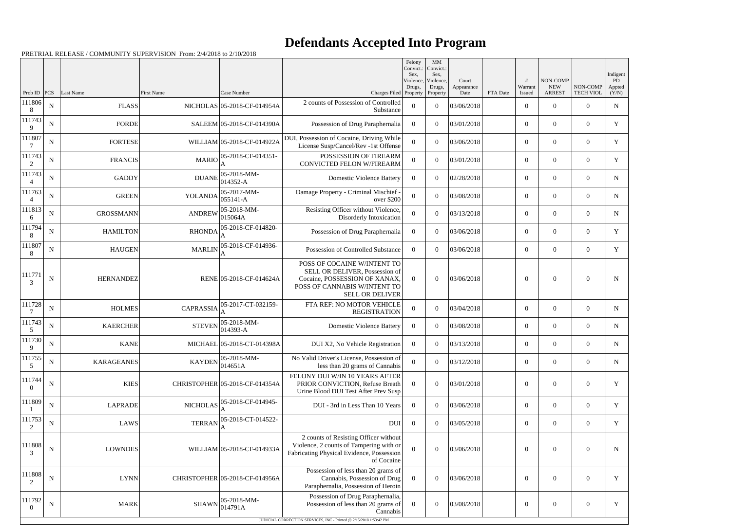# Defendants Accepted Into Program

PRETRIAL RELEASE / COMMUNITY SUPERVISION From: 2/4/2018 to 2/10/2018

| Prob ID | PCS | Last Name | First Name | Case Number | Charges Filed | Felony Convict.: Sex, Violence, Drugs, Property | MM Convict.: Sex, Violence, Drugs, Property | Court Appearance Date | FTA Date | # Warrant Issued | NON-COMP NEW ARREST | NON-COMP TECH VIOL | Indigent PD Appted (Y/N) |
|---|---|---|---|---|---|---|---|---|---|---|---|---|---|
| 1118068 | N | FLASS | NICHOLAS | 05-2018-CF-014954A | 2 counts of Possession of Controlled Substance | 0 | 0 | 03/06/2018 | | 0 | 0 | 0 | N |
| 1117439 | N | FORDE | SALEEM | 05-2018-CF-014390A | Possession of Drug Paraphernalia | 0 | 0 | 03/01/2018 | | 0 | 0 | 0 | Y |
| 1118077 | N | FORTESE | WILLIAM | 05-2018-CF-014922A | DUI, Possession of Cocaine, Driving While License Susp/Cancel/Rev -1st Offense | 0 | 0 | 03/06/2018 | | 0 | 0 | 0 | Y |
| 1117432 | N | FRANCIS | MARIO | 05-2018-CF-014351-A | POSSESSION OF FIREARM CONVICTED FELON W/FIREARM | 0 | 0 | 03/01/2018 | | 0 | 0 | 0 | Y |
| 1117434 | N | GADDY | DUANE | 05-2018-MM-014352-A | Domestic Violence Battery | 0 | 0 | 02/28/2018 | | 0 | 0 | 0 | N |
| 1117634 | N | GREEN | YOLANDA | 05-2017-MM-055141-A | Damage Property - Criminal Mischief - over $200 | 0 | 0 | 03/08/2018 | | 0 | 0 | 0 | N |
| 1118136 | N | GROSSMANN | ANDREW | 05-2018-MM-015064A | Resisting Officer without Violence, Disorderly Intoxication | 0 | 0 | 03/13/2018 | | 0 | 0 | 0 | N |
| 1117948 | N | HAMILTON | RHONDA | 05-2018-CF-014820-A | Possession of Drug Paraphernalia | 0 | 0 | 03/06/2018 | | 0 | 0 | 0 | Y |
| 1118078 | N | HAUGEN | MARLIN | 05-2018-CF-014936-A | Possession of Controlled Substance | 0 | 0 | 03/06/2018 | | 0 | 0 | 0 | Y |
| 1117713 | N | HERNANDEZ | RENE | 05-2018-CF-014624A | POSS OF COCAINE W/INTENT TO SELL OR DELIVER, Possession of Cocaine, POSSESSION OF XANAX, POSS OF CANNABIS W/INTENT TO SELL OR DELIVER | 0 | 0 | 03/06/2018 | | 0 | 0 | 0 | N |
| 1117287 | N | HOLMES | CAPRASSIA | 05-2017-CT-032159-A | FTA REF: NO MOTOR VEHICLE REGISTRATION | 0 | 0 | 03/04/2018 | | 0 | 0 | 0 | N |
| 1117435 | N | KAERCHER | STEVEN | 05-2018-MM-014393-A | Domestic Violence Battery | 0 | 0 | 03/08/2018 | | 0 | 0 | 0 | N |
| 1117309 | N | KANE | MICHAEL | 05-2018-CT-014398A | DUI X2, No Vehicle Registration | 0 | 0 | 03/13/2018 | | 0 | 0 | 0 | N |
| 1117555 | N | KARAGEANES | KAYDEN | 05-2018-MM-014651A | No Valid Driver's License, Possession of less than 20 grams of Cannabis | 0 | 0 | 03/12/2018 | | 0 | 0 | 0 | N |
| 1117440 | N | KIES | CHRISTOPHER | 05-2018-CF-014354A | FELONY DUI W/IN 10 YEARS AFTER PRIOR CONVICTION, Refuse Breath Urine Blood DUI Test After Prev Susp | 0 | 0 | 03/01/2018 | | 0 | 0 | 0 | Y |
| 1118091 | N | LAPRADE | NICHOLAS | 05-2018-CF-014945-A | DUI - 3rd in Less Than 10 Years | 0 | 0 | 03/06/2018 | | 0 | 0 | 0 | Y |
| 1117532 | N | LAWS | TERRAN | 05-2018-CT-014522-A | DUI | 0 | 0 | 03/05/2018 | | 0 | 0 | 0 | Y |
| 1118083 | N | LOWNDES | WILLIAM | 05-2018-CF-014933A | 2 counts of Resisting Officer without Violence, 2 counts of Tampering with or Fabricating Physical Evidence, Possession of Cocaine | 0 | 0 | 03/06/2018 | | 0 | 0 | 0 | N |
| 1118082 | N | LYNN | CHRISTOPHER | 05-2018-CF-014956A | Possession of less than 20 grams of Cannabis, Possession of Drug Paraphernalia, Possession of Heroin | 0 | 0 | 03/06/2018 | | 0 | 0 | 0 | Y |
| 1117920 | N | MARK | SHAWN | 05-2018-MM-014791A | Possession of Drug Paraphernalia, Possession of less than 20 grams of Cannabis | 0 | 0 | 03/08/2018 | | 0 | 0 | 0 | Y |

JUDICIAL CORRECTION SERVICES, INC - Printed @ 2/15/2018 1:53:42 PM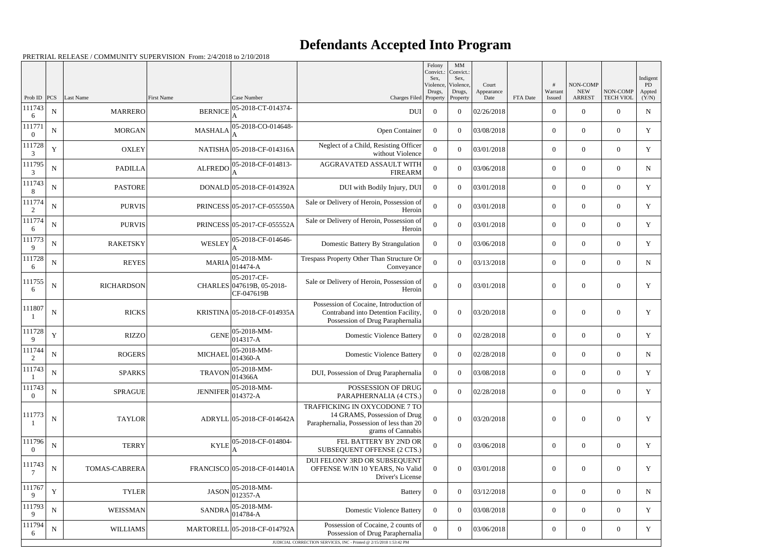# Defendants Accepted Into Program

PRETRIAL RELEASE / COMMUNITY SUPERVISION From: 2/4/2018 to 2/10/2018

| Prob ID | PCS | Last Name | First Name | Case Number | Charges Filed | Felony Convict.: Sex, Violence, Drugs, Property | MM Convict.: Sex, Violence, Drugs, Property | Court Appearance Date | FTA Date | # Warrant Issued | NON-COMP NEW ARREST | NON-COMP TECH VIOL | Indigent PD Appted (Y/N) |
|---|---|---|---|---|---|---|---|---|---|---|---|---|---|
| 1117436 | N | MARRERO | BERNICE | 05-2018-CT-014374-A | DUI | 0 | 0 | 02/26/2018 | | 0 | 0 | 0 | N |
| 1117710 | N | MORGAN | MASHALA | 05-2018-CO-014648-A | Open Container | 0 | 0 | 03/08/2018 | | 0 | 0 | 0 | Y |
| 1117283 | Y | OXLEY | NATISHA | 05-2018-CF-014316A | Neglect of a Child, Resisting Officer without Violence | 0 | 0 | 03/01/2018 | | 0 | 0 | 0 | Y |
| 1117953 | N | PADILLA | ALFREDO | 05-2018-CF-014813-A | AGGRAVATED ASSAULT WITH FIREARM | 0 | 0 | 03/06/2018 | | 0 | 0 | 0 | N |
| 1117438 | N | PASTORE | DONALD | 05-2018-CF-014392A | DUI with Bodily Injury, DUI | 0 | 0 | 03/01/2018 | | 0 | 0 | 0 | Y |
| 1117742 | N | PURVIS | PRINCESS | 05-2017-CF-055550A | Sale or Delivery of Heroin, Possession of Heroin | 0 | 0 | 03/01/2018 | | 0 | 0 | 0 | Y |
| 1117746 | N | PURVIS | PRINCESS | 05-2017-CF-055552A | Sale or Delivery of Heroin, Possession of Heroin | 0 | 0 | 03/01/2018 | | 0 | 0 | 0 | Y |
| 1117739 | N | RAKETSKY | WESLEY | 05-2018-CF-014646-A | Domestic Battery By Strangulation | 0 | 0 | 03/06/2018 | | 0 | 0 | 0 | Y |
| 1117286 | N | REYES | MARIA | 05-2018-MM-014474-A | Trespass Property Other Than Structure Or Conveyance | 0 | 0 | 03/13/2018 | | 0 | 0 | 0 | N |
| 1117556 | N | RICHARDSON | CHARLES | 05-2017-CF-047619B, 05-2018-CF-047619B | Sale or Delivery of Heroin, Possession of Heroin | 0 | 0 | 03/01/2018 | | 0 | 0 | 0 | Y |
| 1118071 | N | RICKS | KRISTINA | 05-2018-CF-014935A | Possession of Cocaine, Introduction of Contraband into Detention Facility, Possession of Drug Paraphernalia | 0 | 0 | 03/20/2018 | | 0 | 0 | 0 | Y |
| 1117289 | Y | RIZZO | GENE | 05-2018-MM-014317-A | Domestic Violence Battery | 0 | 0 | 02/28/2018 | | 0 | 0 | 0 | Y |
| 1117442 | N | ROGERS | MICHAEL | 05-2018-MM-014360-A | Domestic Violence Battery | 0 | 0 | 02/28/2018 | | 0 | 0 | 0 | N |
| 1117431 | N | SPARKS | TRAVON | 05-2018-MM-014366A | DUI, Possession of Drug Paraphernalia | 0 | 0 | 03/08/2018 | | 0 | 0 | 0 | Y |
| 1117430 | N | SPRAGUE | JENNIFER | 05-2018-MM-014372-A | POSSESSION OF DRUG PARAPHERNALIA (4 CTS.) | 0 | 0 | 02/28/2018 | | 0 | 0 | 0 | Y |
| 1117731 | N | TAYLOR | ADRYLL | 05-2018-CF-014642A | TRAFFICKING IN OXYCODONE 7 TO 14 GRAMS, Possession of Drug Paraphernalia, Possession of less than 20 grams of Cannabis | 0 | 0 | 03/20/2018 | | 0 | 0 | 0 | Y |
| 1117960 | N | TERRY | KYLE | 05-2018-CF-014804-A | FEL BATTERY BY 2ND OR SUBSEQUENT OFFENSE (2 CTS.) | 0 | 0 | 03/06/2018 | | 0 | 0 | 0 | Y |
| 1117437 | N | TOMAS-CABRERA | FRANCISCO | 05-2018-CF-014401A | DUI FELONY 3RD OR SUBSEQUENT OFFENSE W/IN 10 YEARS, No Valid Driver's License | 0 | 0 | 03/01/2018 | | 0 | 0 | 0 | Y |
| 1117679 | Y | TYLER | JASON | 05-2018-MM-012357-A | Battery | 0 | 0 | 03/12/2018 | | 0 | 0 | 0 | N |
| 1117939 | N | WEISSMAN | SANDRA | 05-2018-MM-014784-A | Domestic Violence Battery | 0 | 0 | 03/08/2018 | | 0 | 0 | 0 | Y |
| 1117946 | N | WILLIAMS | MARTORELL | 05-2018-CF-014792A | Possession of Cocaine, 2 counts of Possession of Drug Paraphernalia | 0 | 0 | 03/06/2018 | | 0 | 0 | 0 | Y |

JUDICIAL CORRECTION SERVICES, INC - Printed @ 2/15/2018 1:53:42 PM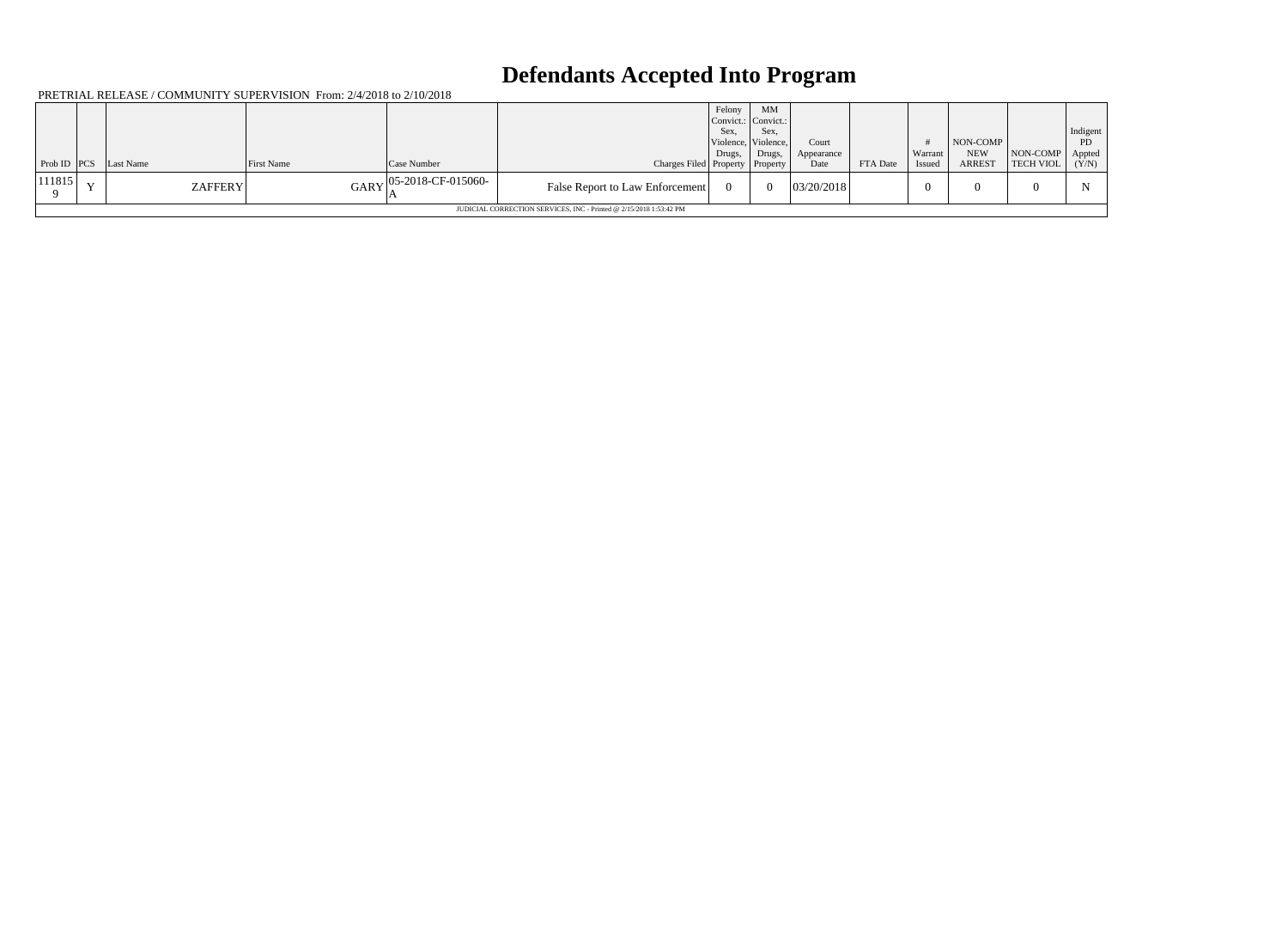# Defendants Accepted Into Program

PRETRIAL RELEASE / COMMUNITY SUPERVISION From: 2/4/2018 to 2/10/2018

| Prob ID | PCS | Last Name | First Name | Case Number | Charges Filed | Felony Convict.: Sex, Violence, Drugs, Property | MM Convict.: Sex, Violence, Drugs, Property | Court Appearance Date | FTA Date | # Warrant Issued | NON-COMP NEW ARREST | NON-COMP TECH VIOL | Indigent PD Appted (Y/N) |
|---|---|---|---|---|---|---|---|---|---|---|---|---|---|
| 1118159 | Y | ZAFFERY | GARY | 05-2018-CF-015060-A | False Report to Law Enforcement | 0 | 0 | 03/20/2018 | | 0 | 0 | 0 | N |

JUDICIAL CORRECTION SERVICES, INC - Printed @ 2/15/2018 1:53:42 PM